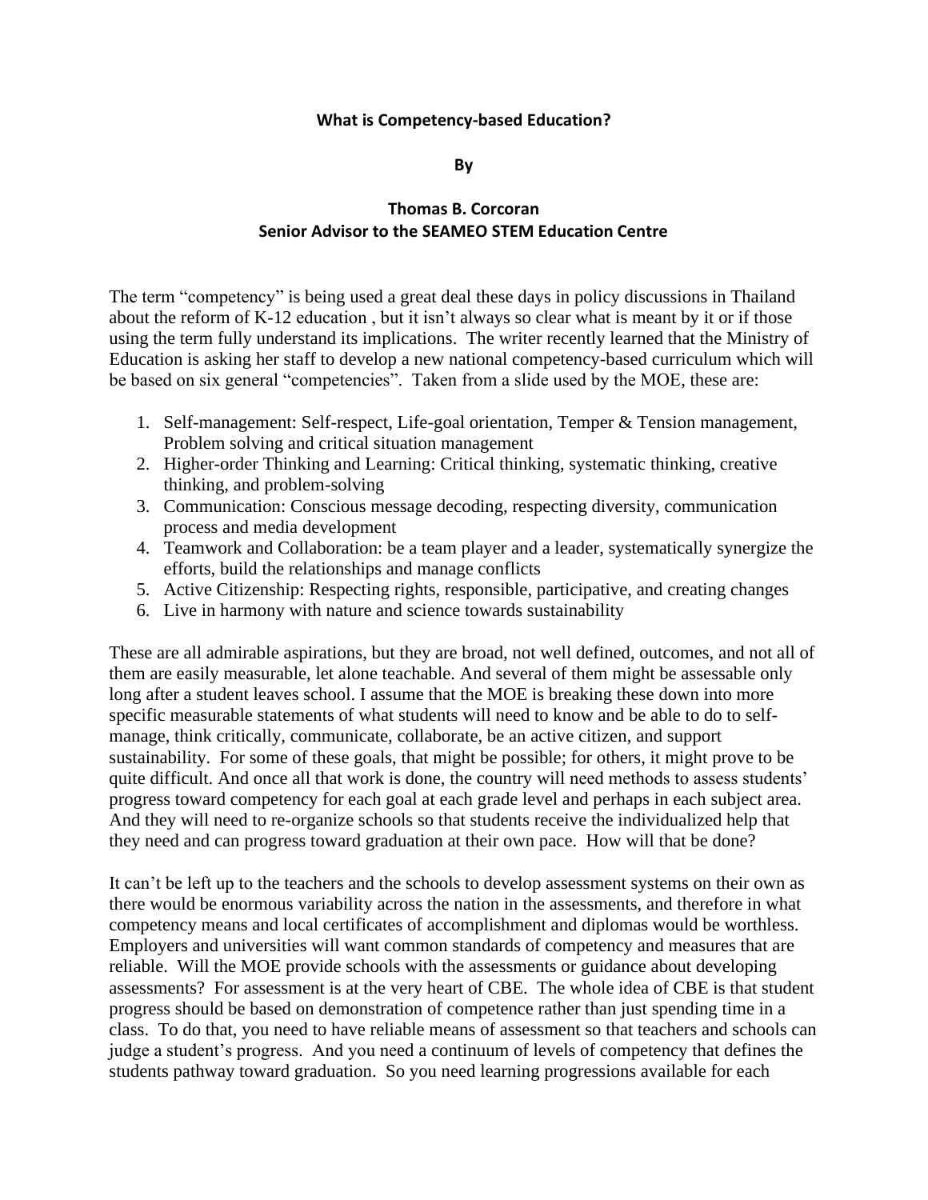# What is Competency-based Education?

**By**

**Thomas B. Corcoran**
**Senior Advisor to the SEAMEO STEM Education Centre**

The term "competency" is being used a great deal these days in policy discussions in Thailand about the reform of K-12 education , but it isn't always so clear what is meant by it or if those using the term fully understand its implications. The writer recently learned that the Ministry of Education is asking her staff to develop a new national competency-based curriculum which will be based on six general "competencies". Taken from a slide used by the MOE, these are:

1. Self-management: Self-respect, Life-goal orientation, Temper & Tension management, Problem solving and critical situation management
2. Higher-order Thinking and Learning: Critical thinking, systematic thinking, creative thinking, and problem-solving
3. Communication: Conscious message decoding, respecting diversity, communication process and media development
4. Teamwork and Collaboration: be a team player and a leader, systematically synergize the efforts, build the relationships and manage conflicts
5. Active Citizenship: Respecting rights, responsible, participative, and creating changes
6. Live in harmony with nature and science towards sustainability

These are all admirable aspirations, but they are broad, not well defined, outcomes, and not all of them are easily measurable, let alone teachable. And several of them might be assessable only long after a student leaves school. I assume that the MOE is breaking these down into more specific measurable statements of what students will need to know and be able to do to self-manage, think critically, communicate, collaborate, be an active citizen, and support sustainability. For some of these goals, that might be possible; for others, it might prove to be quite difficult. And once all that work is done, the country will need methods to assess students' progress toward competency for each goal at each grade level and perhaps in each subject area. And they will need to re-organize schools so that students receive the individualized help that they need and can progress toward graduation at their own pace. How will that be done?

It can't be left up to the teachers and the schools to develop assessment systems on their own as there would be enormous variability across the nation in the assessments, and therefore in what competency means and local certificates of accomplishment and diplomas would be worthless. Employers and universities will want common standards of competency and measures that are reliable. Will the MOE provide schools with the assessments or guidance about developing assessments? For assessment is at the very heart of CBE. The whole idea of CBE is that student progress should be based on demonstration of competence rather than just spending time in a class. To do that, you need to have reliable means of assessment so that teachers and schools can judge a student's progress. And you need a continuum of levels of competency that defines the students pathway toward graduation. So you need learning progressions available for each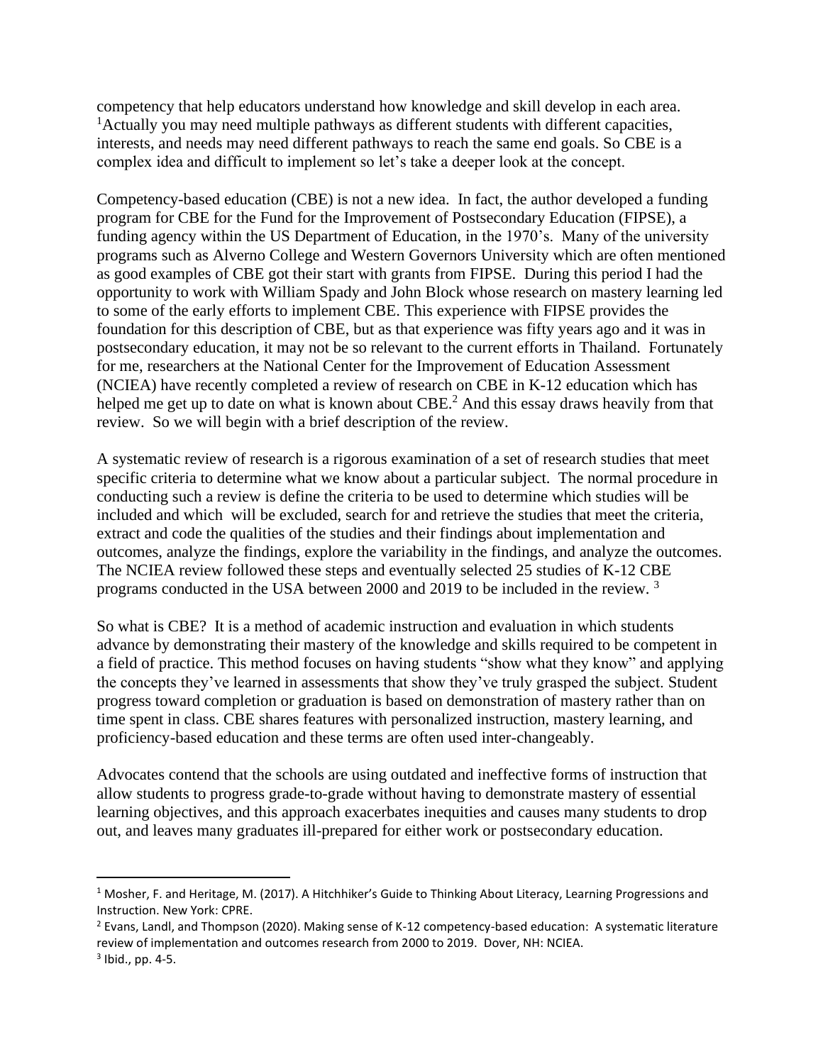competency that help educators understand how knowledge and skill develop in each area. [1]Actually you may need multiple pathways as different students with different capacities, interests, and needs may need different pathways to reach the same end goals. So CBE is a complex idea and difficult to implement so let's take a deeper look at the concept.

Competency-based education (CBE) is not a new idea. In fact, the author developed a funding program for CBE for the Fund for the Improvement of Postsecondary Education (FIPSE), a funding agency within the US Department of Education, in the 1970's. Many of the university programs such as Alverno College and Western Governors University which are often mentioned as good examples of CBE got their start with grants from FIPSE. During this period I had the opportunity to work with William Spady and John Block whose research on mastery learning led to some of the early efforts to implement CBE. This experience with FIPSE provides the foundation for this description of CBE, but as that experience was fifty years ago and it was in postsecondary education, it may not be so relevant to the current efforts in Thailand. Fortunately for me, researchers at the National Center for the Improvement of Education Assessment (NCIEA) have recently completed a review of research on CBE in K-12 education which has helped me get up to date on what is known about CBE.[2] And this essay draws heavily from that review. So we will begin with a brief description of the review.

A systematic review of research is a rigorous examination of a set of research studies that meet specific criteria to determine what we know about a particular subject. The normal procedure in conducting such a review is define the criteria to be used to determine which studies will be included and which will be excluded, search for and retrieve the studies that meet the criteria, extract and code the qualities of the studies and their findings about implementation and outcomes, analyze the findings, explore the variability in the findings, and analyze the outcomes. The NCIEA review followed these steps and eventually selected 25 studies of K-12 CBE programs conducted in the USA between 2000 and 2019 to be included in the review. [3]

So what is CBE? It is a method of academic instruction and evaluation in which students advance by demonstrating their mastery of the knowledge and skills required to be competent in a field of practice. This method focuses on having students "show what they know" and applying the concepts they've learned in assessments that show they've truly grasped the subject. Student progress toward completion or graduation is based on demonstration of mastery rather than on time spent in class. CBE shares features with personalized instruction, mastery learning, and proficiency-based education and these terms are often used inter-changeably.

Advocates contend that the schools are using outdated and ineffective forms of instruction that allow students to progress grade-to-grade without having to demonstrate mastery of essential learning objectives, and this approach exacerbates inequities and causes many students to drop out, and leaves many graduates ill-prepared for either work or postsecondary education.

---

[1] Mosher, F. and Heritage, M. (2017). A Hitchhiker's Guide to Thinking About Literacy, Learning Progressions and Instruction. New York: CPRE.

[2] Evans, Landl, and Thompson (2020). Making sense of K-12 competency-based education: A systematic literature review of implementation and outcomes research from 2000 to 2019. Dover, NH: NCIEA.

[3] Ibid., pp. 4-5.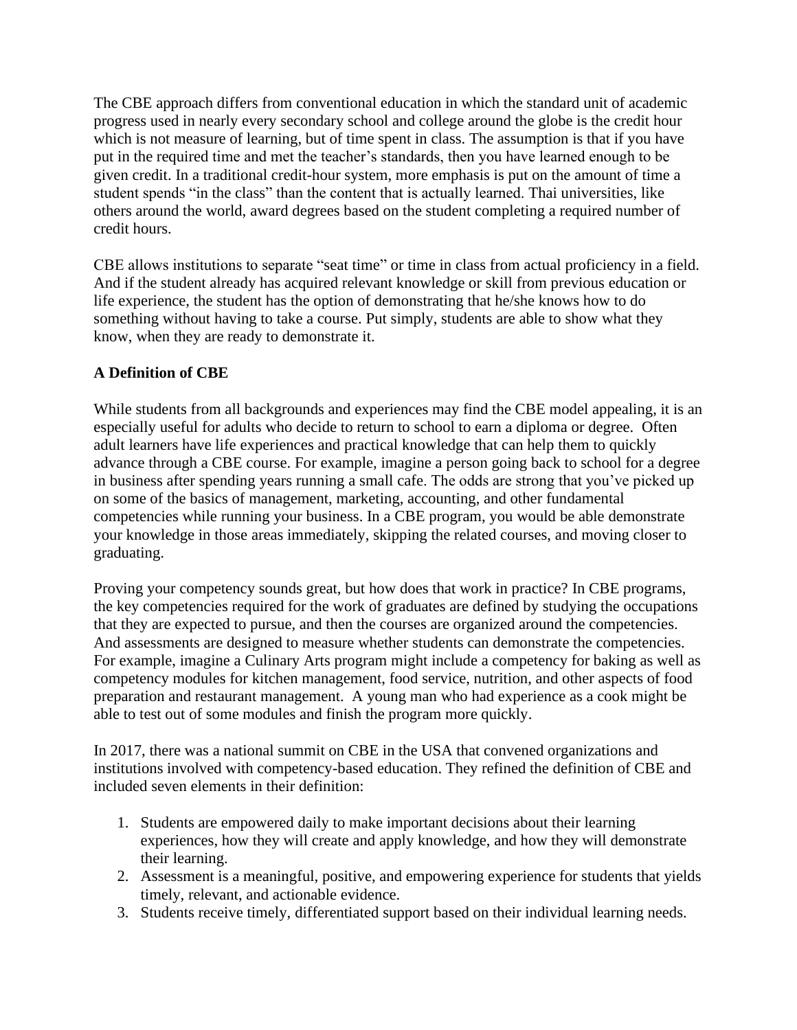The CBE approach differs from conventional education in which the standard unit of academic progress used in nearly every secondary school and college around the globe is the credit hour which is not measure of learning, but of time spent in class. The assumption is that if you have put in the required time and met the teacher's standards, then you have learned enough to be given credit. In a traditional credit-hour system, more emphasis is put on the amount of time a student spends "in the class" than the content that is actually learned. Thai universities, like others around the world, award degrees based on the student completing a required number of credit hours.

CBE allows institutions to separate "seat time" or time in class from actual proficiency in a field. And if the student already has acquired relevant knowledge or skill from previous education or life experience, the student has the option of demonstrating that he/she knows how to do something without having to take a course. Put simply, students are able to show what they know, when they are ready to demonstrate it.

**A Definition of CBE**

While students from all backgrounds and experiences may find the CBE model appealing, it is an especially useful for adults who decide to return to school to earn a diploma or degree. Often adult learners have life experiences and practical knowledge that can help them to quickly advance through a CBE course. For example, imagine a person going back to school for a degree in business after spending years running a small cafe. The odds are strong that you've picked up on some of the basics of management, marketing, accounting, and other fundamental competencies while running your business. In a CBE program, you would be able demonstrate your knowledge in those areas immediately, skipping the related courses, and moving closer to graduating.

Proving your competency sounds great, but how does that work in practice? In CBE programs, the key competencies required for the work of graduates are defined by studying the occupations that they are expected to pursue, and then the courses are organized around the competencies. And assessments are designed to measure whether students can demonstrate the competencies. For example, imagine a Culinary Arts program might include a competency for baking as well as competency modules for kitchen management, food service, nutrition, and other aspects of food preparation and restaurant management. A young man who had experience as a cook might be able to test out of some modules and finish the program more quickly.

In 2017, there was a national summit on CBE in the USA that convened organizations and institutions involved with competency-based education. They refined the definition of CBE and included seven elements in their definition:

1. Students are empowered daily to make important decisions about their learning experiences, how they will create and apply knowledge, and how they will demonstrate their learning.
2. Assessment is a meaningful, positive, and empowering experience for students that yields timely, relevant, and actionable evidence.
3. Students receive timely, differentiated support based on their individual learning needs.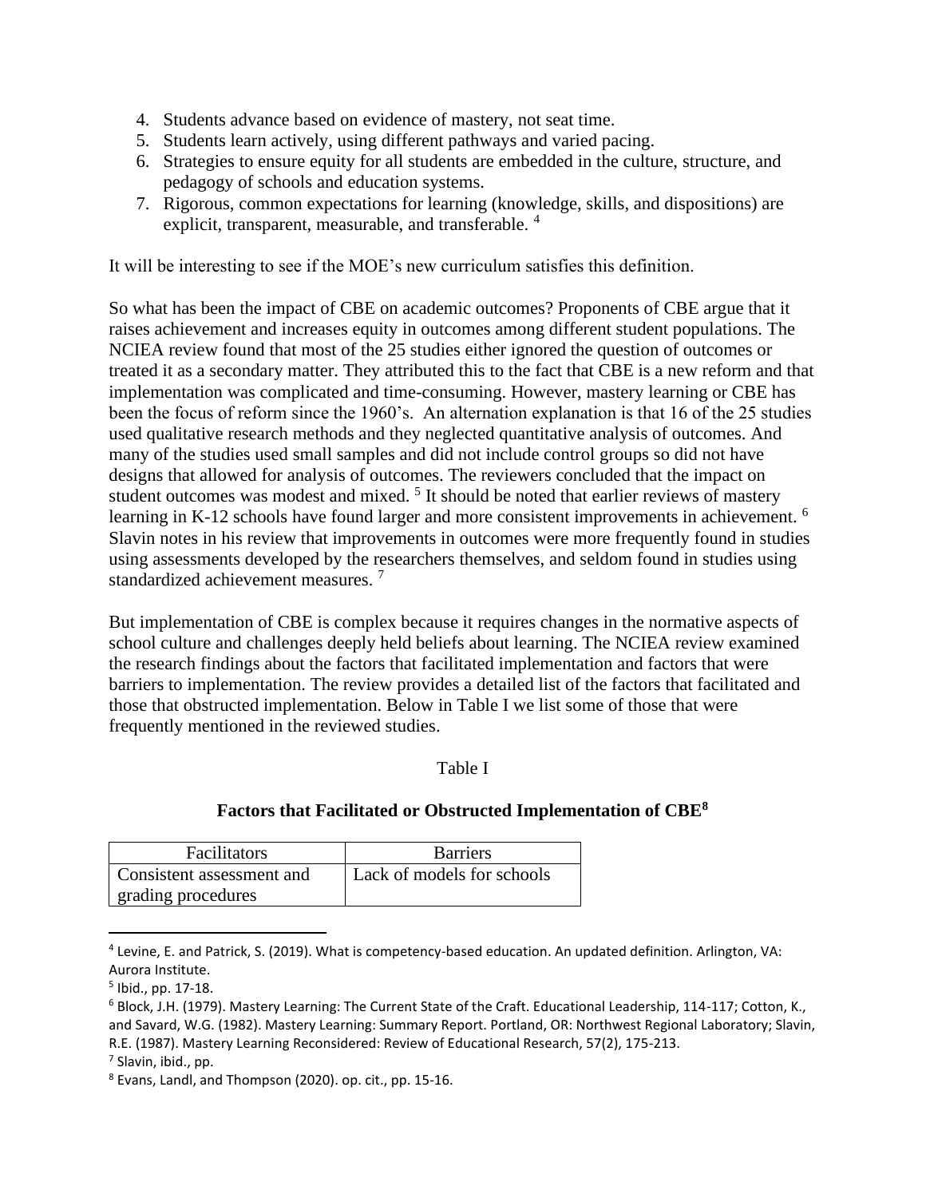4. Students advance based on evidence of mastery, not seat time.
5. Students learn actively, using different pathways and varied pacing.
6. Strategies to ensure equity for all students are embedded in the culture, structure, and pedagogy of schools and education systems.
7. Rigorous, common expectations for learning (knowledge, skills, and dispositions) are explicit, transparent, measurable, and transferable. [4]

It will be interesting to see if the MOE's new curriculum satisfies this definition.

So what has been the impact of CBE on academic outcomes? Proponents of CBE argue that it raises achievement and increases equity in outcomes among different student populations. The NCIEA review found that most of the 25 studies either ignored the question of outcomes or treated it as a secondary matter. They attributed this to the fact that CBE is a new reform and that implementation was complicated and time-consuming. However, mastery learning or CBE has been the focus of reform since the 1960's. An alternation explanation is that 16 of the 25 studies used qualitative research methods and they neglected quantitative analysis of outcomes. And many of the studies used small samples and did not include control groups so did not have designs that allowed for analysis of outcomes. The reviewers concluded that the impact on student outcomes was modest and mixed. [5] It should be noted that earlier reviews of mastery learning in K-12 schools have found larger and more consistent improvements in achievement. [6] Slavin notes in his review that improvements in outcomes were more frequently found in studies using assessments developed by the researchers themselves, and seldom found in studies using standardized achievement measures. [7]

But implementation of CBE is complex because it requires changes in the normative aspects of school culture and challenges deeply held beliefs about learning. The NCIEA review examined the research findings about the factors that facilitated implementation and factors that were barriers to implementation. The review provides a detailed list of the factors that facilitated and those that obstructed implementation. Below in Table I we list some of those that were frequently mentioned in the reviewed studies.

Table I

**Factors that Facilitated or Obstructed Implementation of CBE[8]**

| Facilitators | Barriers |
| --- | --- |
| Consistent assessment and grading procedures | Lack of models for schools |

[4] Levine, E. and Patrick, S. (2019). What is competency-based education. An updated definition. Arlington, VA: Aurora Institute.

[5] Ibid., pp. 17-18.

[6] Block, J.H. (1979). Mastery Learning: The Current State of the Craft. Educational Leadership, 114-117; Cotton, K., and Savard, W.G. (1982). Mastery Learning: Summary Report. Portland, OR: Northwest Regional Laboratory; Slavin, R.E. (1987). Mastery Learning Reconsidered: Review of Educational Research, 57(2), 175-213.

[7] Slavin, ibid., pp.

[8] Evans, Landl, and Thompson (2020). op. cit., pp. 15-16.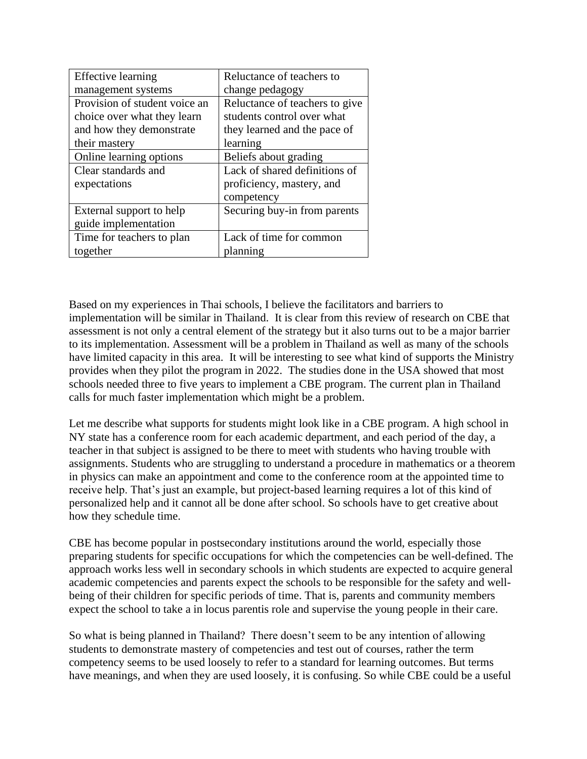| Effective learning management systems | Reluctance of teachers to change pedagogy |
|---|---|
| Provision of student voice an choice over what they learn and how they demonstrate their mastery | Reluctance of teachers to give students control over what they learned and the pace of learning |
| Online learning options | Beliefs about grading |
| Clear standards and expectations | Lack of shared definitions of proficiency, mastery, and competency |
| External support to help guide implementation | Securing buy-in from parents |
| Time for teachers to plan together | Lack of time for common planning |

Based on my experiences in Thai schools, I believe the facilitators and barriers to implementation will be similar in Thailand. It is clear from this review of research on CBE that assessment is not only a central element of the strategy but it also turns out to be a major barrier to its implementation. Assessment will be a problem in Thailand as well as many of the schools have limited capacity in this area. It will be interesting to see what kind of supports the Ministry provides when they pilot the program in 2022. The studies done in the USA showed that most schools needed three to five years to implement a CBE program. The current plan in Thailand calls for much faster implementation which might be a problem.

Let me describe what supports for students might look like in a CBE program. A high school in NY state has a conference room for each academic department, and each period of the day, a teacher in that subject is assigned to be there to meet with students who having trouble with assignments. Students who are struggling to understand a procedure in mathematics or a theorem in physics can make an appointment and come to the conference room at the appointed time to receive help. That's just an example, but project-based learning requires a lot of this kind of personalized help and it cannot all be done after school. So schools have to get creative about how they schedule time.

CBE has become popular in postsecondary institutions around the world, especially those preparing students for specific occupations for which the competencies can be well-defined. The approach works less well in secondary schools in which students are expected to acquire general academic competencies and parents expect the schools to be responsible for the safety and well-being of their children for specific periods of time. That is, parents and community members expect the school to take a in locus parentis role and supervise the young people in their care.

So what is being planned in Thailand? There doesn't seem to be any intention of allowing students to demonstrate mastery of competencies and test out of courses, rather the term competency seems to be used loosely to refer to a standard for learning outcomes. But terms have meanings, and when they are used loosely, it is confusing. So while CBE could be a useful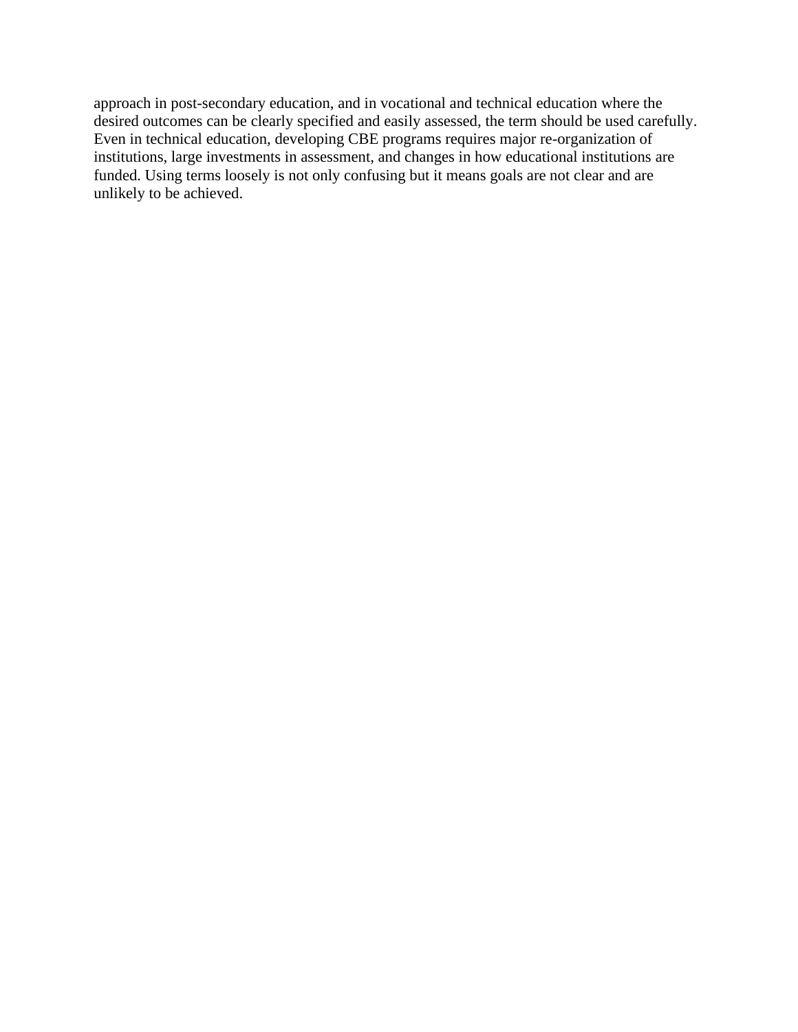approach in post-secondary education, and in vocational and technical education where the desired outcomes can be clearly specified and easily assessed, the term should be used carefully. Even in technical education, developing CBE programs requires major re-organization of institutions, large investments in assessment, and changes in how educational institutions are funded. Using terms loosely is not only confusing but it means goals are not clear and are unlikely to be achieved.